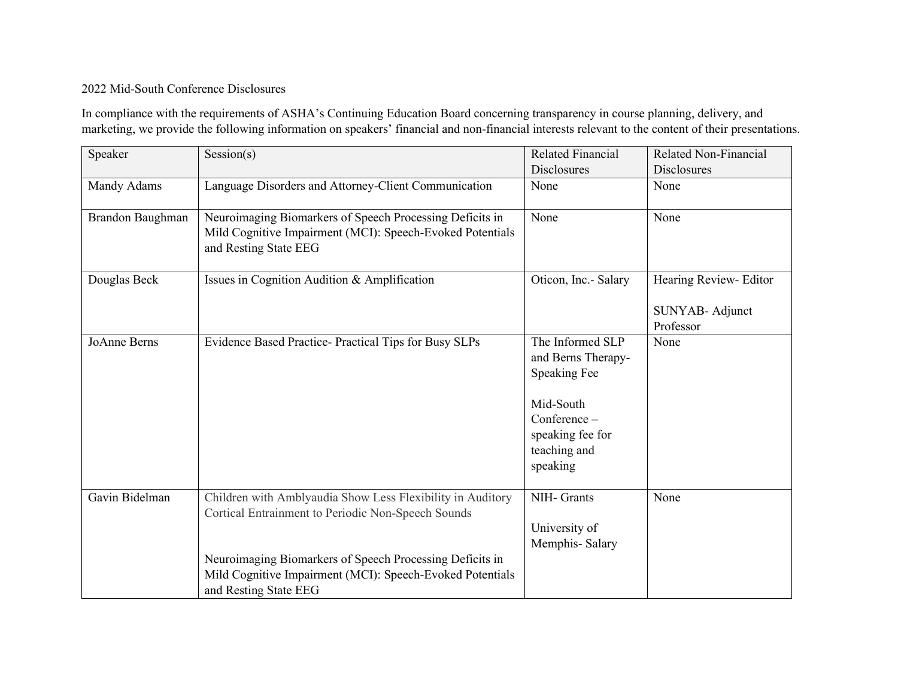2022 Mid-South Conference Disclosures

In compliance with the requirements of ASHA's Continuing Education Board concerning transparency in course planning, delivery, and marketing, we provide the following information on speakers' financial and non-financial interests relevant to the content of their presentations.

| Speaker | Session(s) | Related Financial Disclosures | Related Non-Financial Disclosures |
|---|---|---|---|
| Mandy Adams | Language Disorders and Attorney-Client Communication | None | None |
| Brandon Baughman | Neuroimaging Biomarkers of Speech Processing Deficits in Mild Cognitive Impairment (MCI): Speech-Evoked Potentials and Resting State EEG | None | None |
| Douglas Beck | Issues in Cognition Audition & Amplification | Oticon, Inc.- Salary | Hearing Review- Editor<br><br>SUNYAB- Adjunct Professor |
| JoAnne Berns | Evidence Based Practice- Practical Tips for Busy SLPs | The Informed SLP and Berns Therapy- Speaking Fee<br><br>Mid-South Conference – speaking fee for teaching and speaking | None |
| Gavin Bidelman | Children with Amblyaudia Show Less Flexibility in Auditory Cortical Entrainment to Periodic Non-Speech Sounds<br><br>Neuroimaging Biomarkers of Speech Processing Deficits in Mild Cognitive Impairment (MCI): Speech-Evoked Potentials and Resting State EEG | NIH- Grants<br><br>University of Memphis- Salary | None |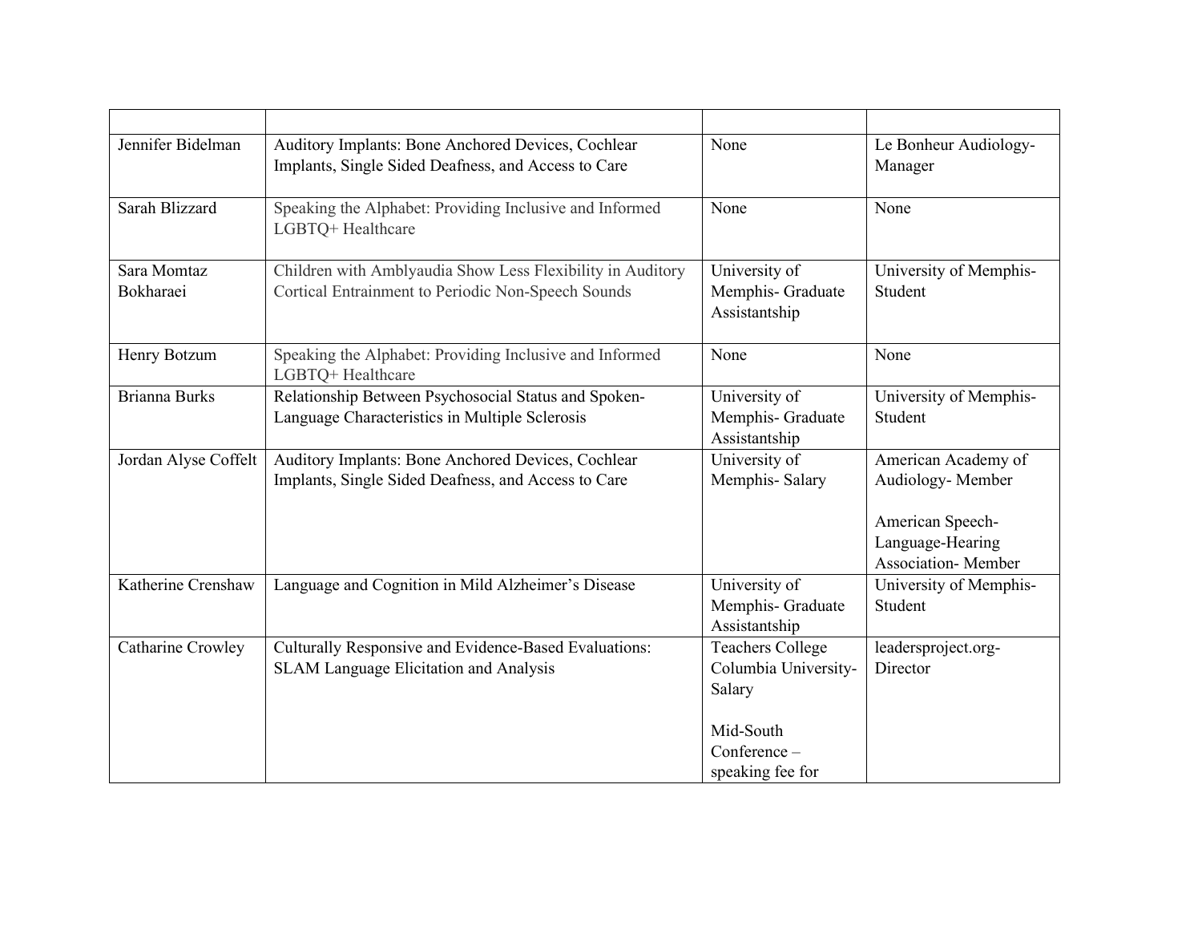| | | | |
|---|---|---|---|
| Jennifer Bidelman | Auditory Implants: Bone Anchored Devices, Cochlear Implants, Single Sided Deafness, and Access to Care | None | Le Bonheur Audiology- Manager |
| Sarah Blizzard | Speaking the Alphabet: Providing Inclusive and Informed LGBTQ+ Healthcare | None | None |
| Sara Momtaz Bokharaei | Children with Amblyaudia Show Less Flexibility in Auditory Cortical Entrainment to Periodic Non-Speech Sounds | University of Memphis- Graduate Assistantship | University of Memphis- Student |
| Henry Botzum | Speaking the Alphabet: Providing Inclusive and Informed LGBTQ+ Healthcare | None | None |
| Brianna Burks | Relationship Between Psychosocial Status and Spoken-Language Characteristics in Multiple Sclerosis | University of Memphis- Graduate Assistantship | University of Memphis- Student |
| Jordan Alyse Coffelt | Auditory Implants: Bone Anchored Devices, Cochlear Implants, Single Sided Deafness, and Access to Care | University of Memphis- Salary | American Academy of Audiology- Member<br><br>American Speech-Language-Hearing Association- Member |
| Katherine Crenshaw | Language and Cognition in Mild Alzheimer's Disease | University of Memphis- Graduate Assistantship | University of Memphis- Student |
| Catharine Crowley | Culturally Responsive and Evidence-Based Evaluations: SLAM Language Elicitation and Analysis | Teachers College Columbia University- Salary<br><br>Mid-South Conference – speaking fee for | leadersproject.org- Director |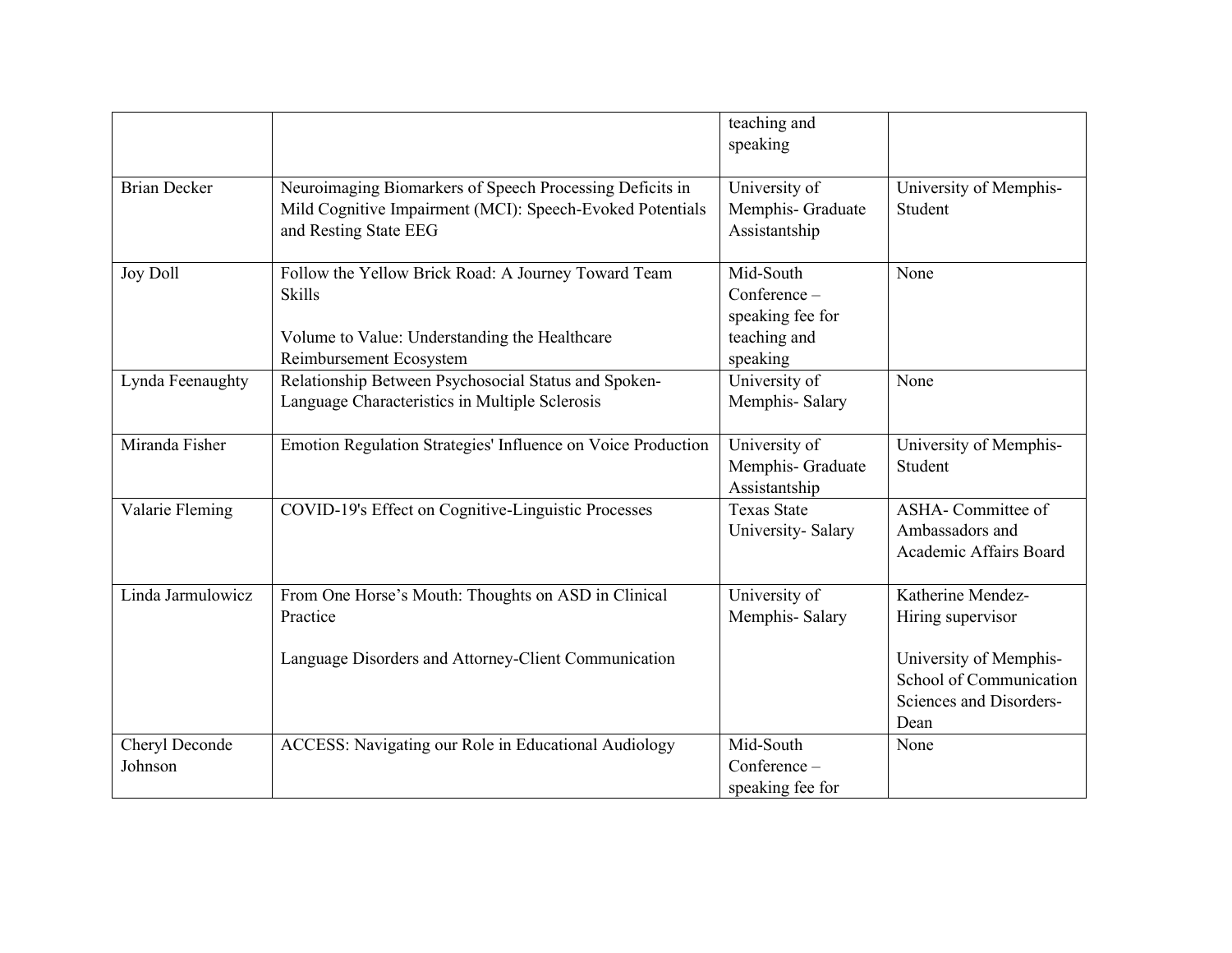| | | teaching and speaking | |
|---|---|---|---|
| Brian Decker | Neuroimaging Biomarkers of Speech Processing Deficits in Mild Cognitive Impairment (MCI): Speech-Evoked Potentials and Resting State EEG | University of Memphis- Graduate Assistantship | University of Memphis- Student |
| Joy Doll | Follow the Yellow Brick Road: A Journey Toward Team Skills<br><br>Volume to Value: Understanding the Healthcare Reimbursement Ecosystem | Mid-South Conference – speaking fee for teaching and speaking | None |
| Lynda Feenaughty | Relationship Between Psychosocial Status and Spoken-Language Characteristics in Multiple Sclerosis | University of Memphis- Salary | None |
| Miranda Fisher | Emotion Regulation Strategies' Influence on Voice Production | University of Memphis- Graduate Assistantship | University of Memphis- Student |
| Valarie Fleming | COVID-19's Effect on Cognitive-Linguistic Processes | Texas State University- Salary | ASHA- Committee of Ambassadors and Academic Affairs Board |
| Linda Jarmulowicz | From One Horse's Mouth: Thoughts on ASD in Clinical Practice<br><br>Language Disorders and Attorney-Client Communication | University of Memphis- Salary | Katherine Mendez- Hiring supervisor<br><br>University of Memphis- School of Communication Sciences and Disorders- Dean |
| Cheryl Deconde Johnson | ACCESS: Navigating our Role in Educational Audiology | Mid-South Conference – speaking fee for | None |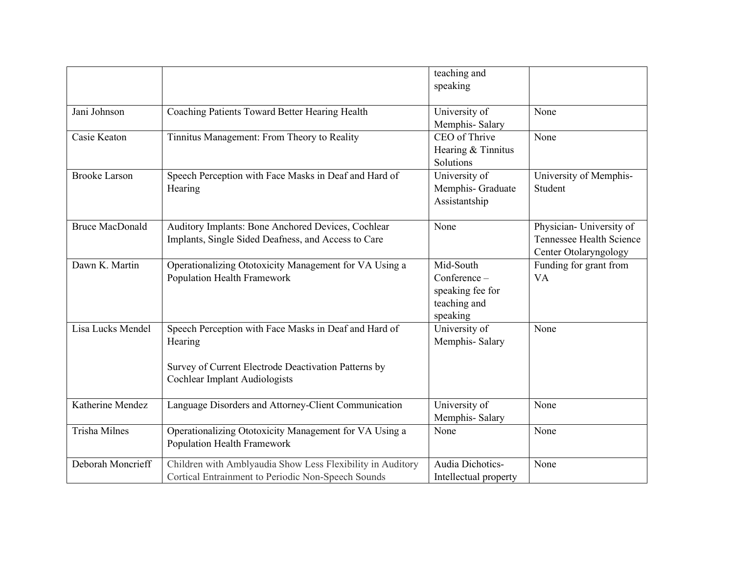| | | teaching and speaking | |
|---|---|---|---|
| Jani Johnson | Coaching Patients Toward Better Hearing Health | University of Memphis- Salary | None |
| Casie Keaton | Tinnitus Management: From Theory to Reality | CEO of Thrive Hearing & Tinnitus Solutions | None |
| Brooke Larson | Speech Perception with Face Masks in Deaf and Hard of Hearing | University of Memphis- Graduate Assistantship | University of Memphis- Student |
| Bruce MacDonald | Auditory Implants: Bone Anchored Devices, Cochlear Implants, Single Sided Deafness, and Access to Care | None | Physician- University of Tennessee Health Science Center Otolaryngology |
| Dawn K. Martin | Operationalizing Ototoxicity Management for VA Using a Population Health Framework | Mid-South Conference – speaking fee for teaching and speaking | Funding for grant from VA |
| Lisa Lucks Mendel | Speech Perception with Face Masks in Deaf and Hard of Hearing<br><br>Survey of Current Electrode Deactivation Patterns by Cochlear Implant Audiologists | University of Memphis- Salary | None |
| Katherine Mendez | Language Disorders and Attorney-Client Communication | University of Memphis- Salary | None |
| Trisha Milnes | Operationalizing Ototoxicity Management for VA Using a Population Health Framework | None | None |
| Deborah Moncrieff | Children with Amblyaudia Show Less Flexibility in Auditory Cortical Entrainment to Periodic Non-Speech Sounds | Audia Dichotics- Intellectual property | None |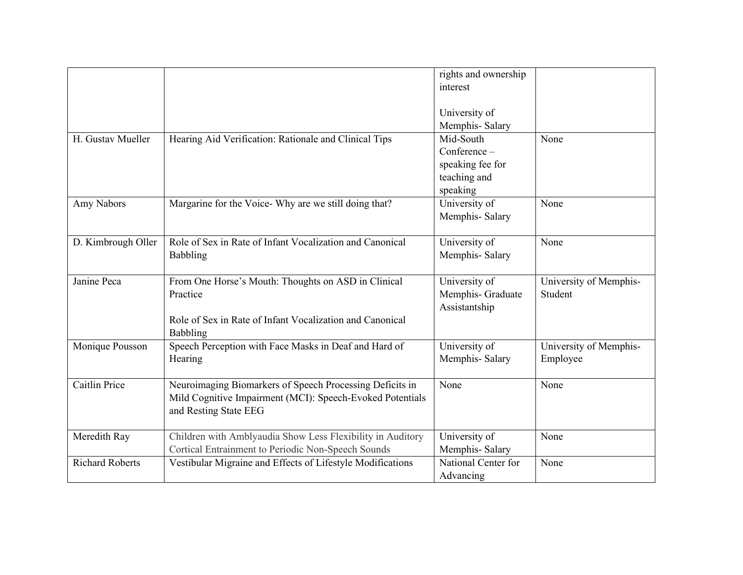| | | | |
|---|---|---|---|
| | | rights and ownership interest<br><br>University of Memphis- Salary | |
| H. Gustav Mueller | Hearing Aid Verification: Rationale and Clinical Tips | Mid-South Conference – speaking fee for teaching and speaking | None |
| Amy Nabors | Margarine for the Voice- Why are we still doing that? | University of Memphis- Salary | None |
| D. Kimbrough Oller | Role of Sex in Rate of Infant Vocalization and Canonical Babbling | University of Memphis- Salary | None |
| Janine Peca | From One Horse's Mouth: Thoughts on ASD in Clinical Practice<br><br>Role of Sex in Rate of Infant Vocalization and Canonical Babbling | University of Memphis- Graduate Assistantship | University of Memphis- Student |
| Monique Pousson | Speech Perception with Face Masks in Deaf and Hard of Hearing | University of Memphis- Salary | University of Memphis- Employee |
| Caitlin Price | Neuroimaging Biomarkers of Speech Processing Deficits in Mild Cognitive Impairment (MCI): Speech-Evoked Potentials and Resting State EEG | None | None |
| Meredith Ray | Children with Amblyaudia Show Less Flexibility in Auditory Cortical Entrainment to Periodic Non-Speech Sounds | University of Memphis- Salary | None |
| Richard Roberts | Vestibular Migraine and Effects of Lifestyle Modifications | National Center for Advancing | None |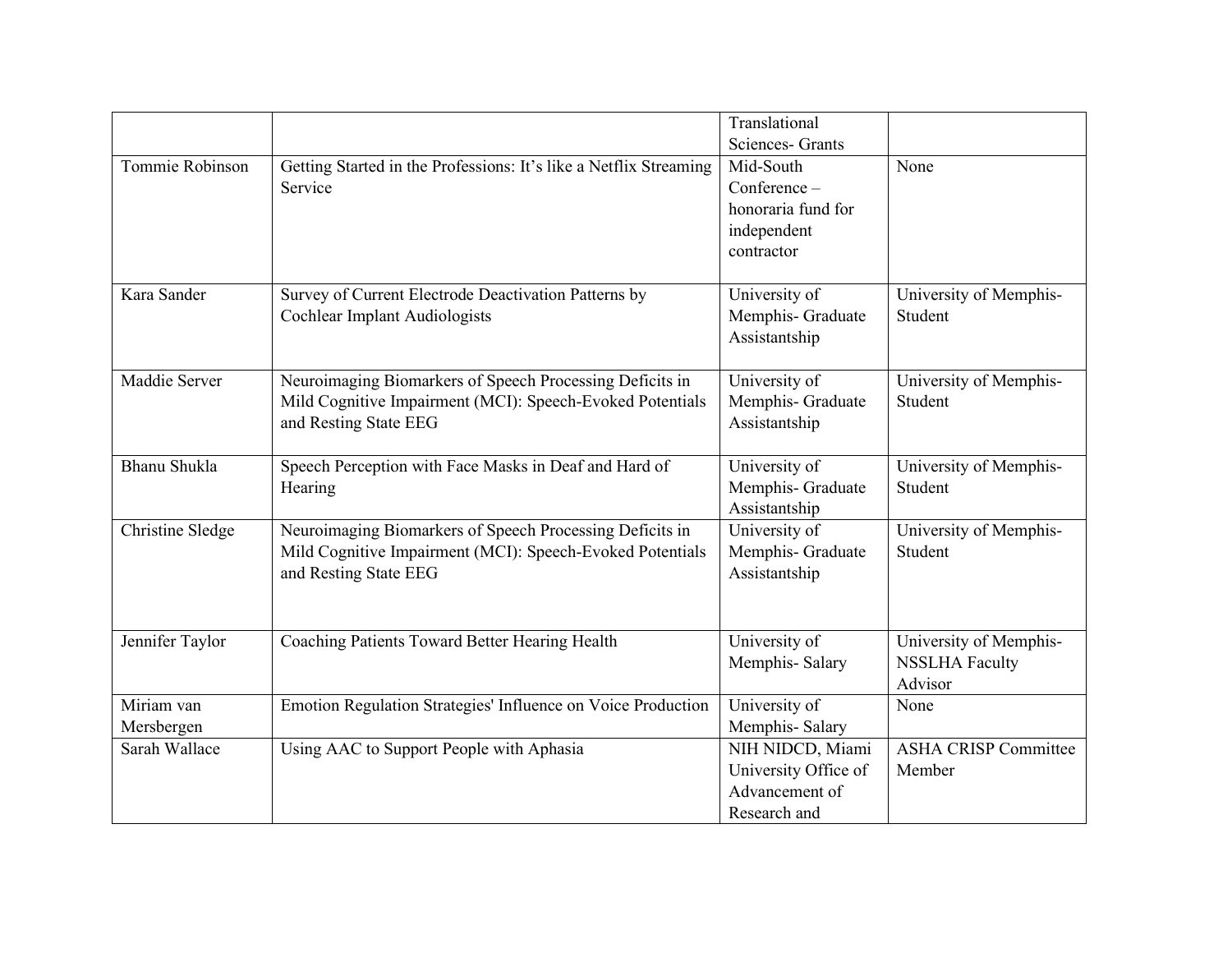| | | | |
|---|---|---|---|
| | | Translational Sciences- Grants | |
| Tommie Robinson | Getting Started in the Professions: It's like a Netflix Streaming Service | Mid-South Conference – honoraria fund for independent contractor | None |
| Kara Sander | Survey of Current Electrode Deactivation Patterns by Cochlear Implant Audiologists | University of Memphis- Graduate Assistantship | University of Memphis- Student |
| Maddie Server | Neuroimaging Biomarkers of Speech Processing Deficits in Mild Cognitive Impairment (MCI): Speech-Evoked Potentials and Resting State EEG | University of Memphis- Graduate Assistantship | University of Memphis- Student |
| Bhanu Shukla | Speech Perception with Face Masks in Deaf and Hard of Hearing | University of Memphis- Graduate Assistantship | University of Memphis- Student |
| Christine Sledge | Neuroimaging Biomarkers of Speech Processing Deficits in Mild Cognitive Impairment (MCI): Speech-Evoked Potentials and Resting State EEG | University of Memphis- Graduate Assistantship | University of Memphis- Student |
| Jennifer Taylor | Coaching Patients Toward Better Hearing Health | University of Memphis- Salary | University of Memphis- NSSLHA Faculty Advisor |
| Miriam van Mersbergen | Emotion Regulation Strategies' Influence on Voice Production | University of Memphis- Salary | None |
| Sarah Wallace | Using AAC to Support People with Aphasia | NIH NIDCD, Miami University Office of Advancement of Research and | ASHA CRISP Committee Member |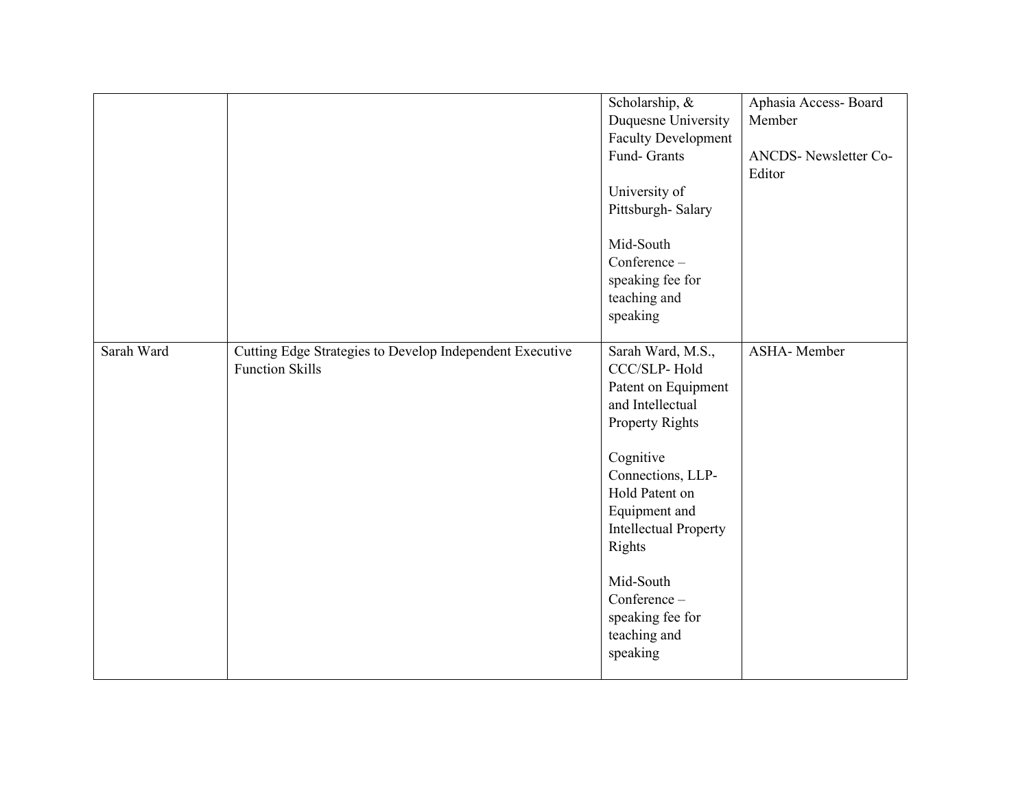| | | | |
|---|---|---|---|
| | | Scholarship, & Duquesne University Faculty Development Fund- Grants<br><br>University of Pittsburgh- Salary<br><br>Mid-South Conference – speaking fee for teaching and speaking | Aphasia Access- Board Member<br><br>ANCDS- Newsletter Co-Editor |
| Sarah Ward | Cutting Edge Strategies to Develop Independent Executive Function Skills | Sarah Ward, M.S., CCC/SLP- Hold Patent on Equipment and Intellectual Property Rights<br><br>Cognitive Connections, LLP- Hold Patent on Equipment and Intellectual Property Rights<br><br>Mid-South Conference – speaking fee for teaching and speaking | ASHA- Member |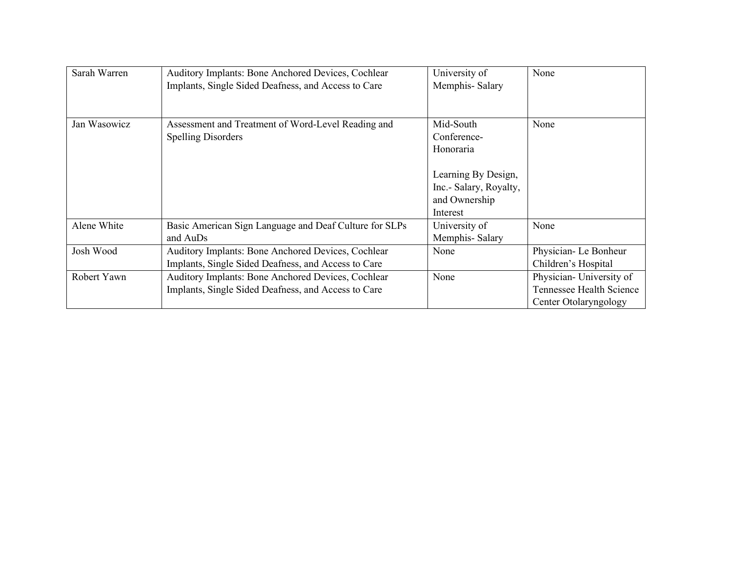| | | | |
|---|---|---|---|
| Sarah Warren | Auditory Implants: Bone Anchored Devices, Cochlear Implants, Single Sided Deafness, and Access to Care | University of Memphis- Salary | None |
| Jan Wasowicz | Assessment and Treatment of Word-Level Reading and Spelling Disorders | Mid-South Conference- Honoraria<br><br>Learning By Design, Inc.- Salary, Royalty, and Ownership Interest | None |
| Alene White | Basic American Sign Language and Deaf Culture for SLPs and AuDs | University of Memphis- Salary | None |
| Josh Wood | Auditory Implants: Bone Anchored Devices, Cochlear Implants, Single Sided Deafness, and Access to Care | None | Physician- Le Bonheur Children's Hospital |
| Robert Yawn | Auditory Implants: Bone Anchored Devices, Cochlear Implants, Single Sided Deafness, and Access to Care | None | Physician- University of Tennessee Health Science Center Otolaryngology |